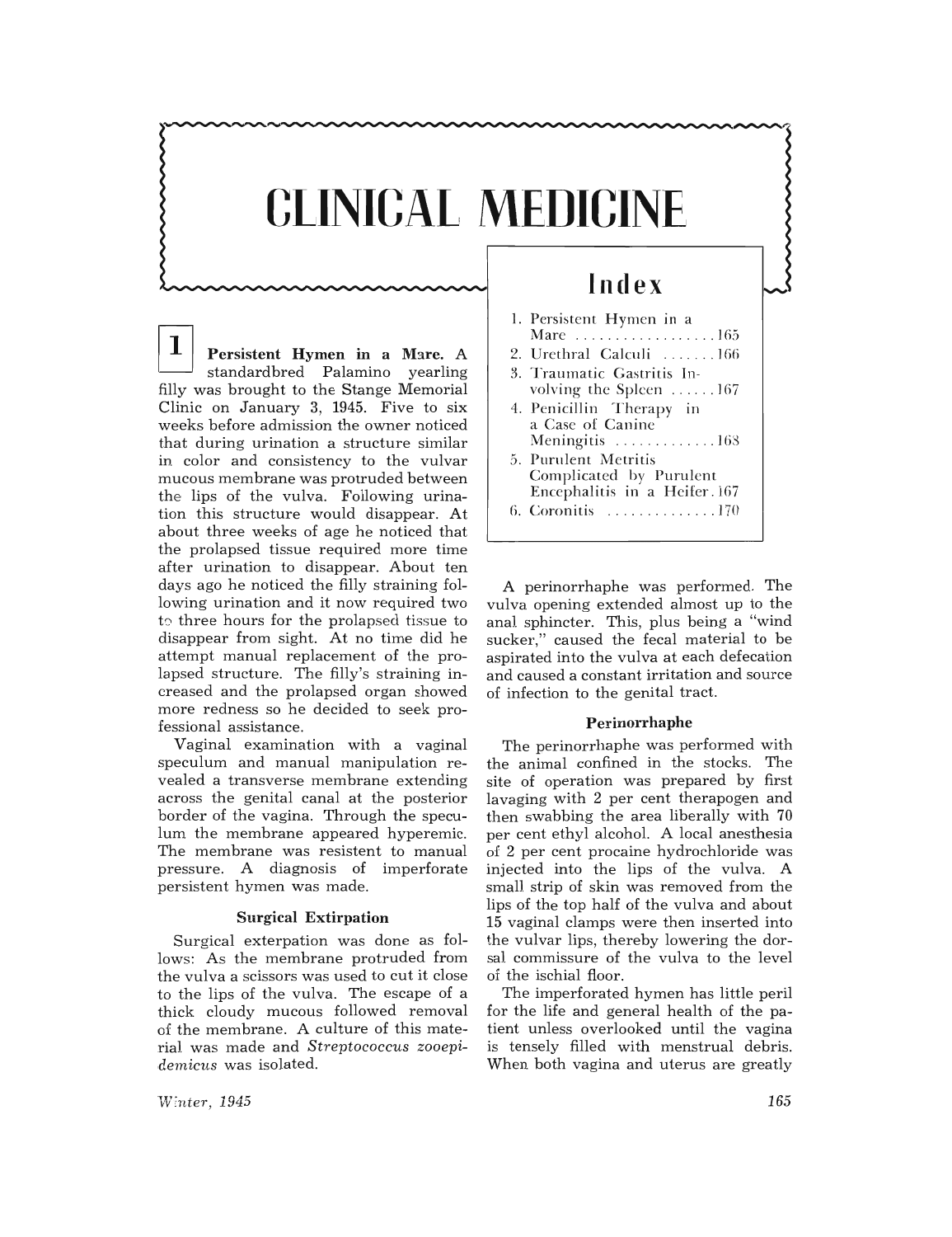# CLINICAL MEDICINE

## Index

1. Persistent Hymen in a Mare . . . . . . . . . . . . . . . . . . 165
2. Urethral Calculi . . . . . . . 166
3. Traumatic Gastritis Involving the Spleen . . . . . . 167
4. Penicillin Therapy in a Case of Canine Meningitis . . . . . . . . . . . . . 168
5. Purulent Metritis Complicated by Purulent Encephalitis in a Heifer. 167
6. Coronitis . . . . . . . . . . . . . . 170

**1** **Persistent Hymen in a Mare.** A standardbred Palamino yearling filly was brought to the Stange Memorial Clinic on January 3, 1945. Five to six weeks before admission the owner noticed that during urination a structure similar in color and consistency to the vulvar mucous membrane was protruded between the lips of the vulva. Following urination this structure would disappear. At about three weeks of age he noticed that the prolapsed tissue required more time after urination to disappear. About ten days ago he noticed the filly straining following urination and it now required two to three hours for the prolapsed tissue to disappear from sight. At no time did he attempt manual replacement of the prolapsed structure. The filly's straining increased and the prolapsed organ showed more redness so he decided to seek professional assistance.

Vaginal examination with a vaginal speculum and manual manipulation revealed a transverse membrane extending across the genital canal at the posterior border of the vagina. Through the speculum the membrane appeared hyperemic. The membrane was resistent to manual pressure. A diagnosis of imperforate persistent hymen was made.

### Surgical Extirpation

Surgical exterpation was done as follows: As the membrane protruded from the vulva a scissors was used to cut it close to the lips of the vulva. The escape of a thick cloudy mucous followed removal of the membrane. A culture of this material was made and *Streptococcus zooepidemicus* was isolated.

A perinorrhaphe was performed. The vulva opening extended almost up to the anal sphincter. This, plus being a "wind sucker," caused the fecal material to be aspirated into the vulva at each defecation and caused a constant irritation and source of infection to the genital tract.

### Perinorrhaphe

The perinorrhaphe was performed with the animal confined in the stocks. The site of operation was prepared by first lavaging with 2 per cent therapogen and then swabbing the area liberally with 70 per cent ethyl alcohol. A local anesthesia of 2 per cent procaine hydrochloride was injected into the lips of the vulva. A small strip of skin was removed from the lips of the top half of the vulva and about 15 vaginal clamps were then inserted into the vulvar lips, thereby lowering the dorsal commissure of the vulva to the level of the ischial floor.

The imperforated hymen has little peril for the life and general health of the patient unless overlooked until the vagina is tensely filled with menstrual debris. When both vagina and uterus are greatly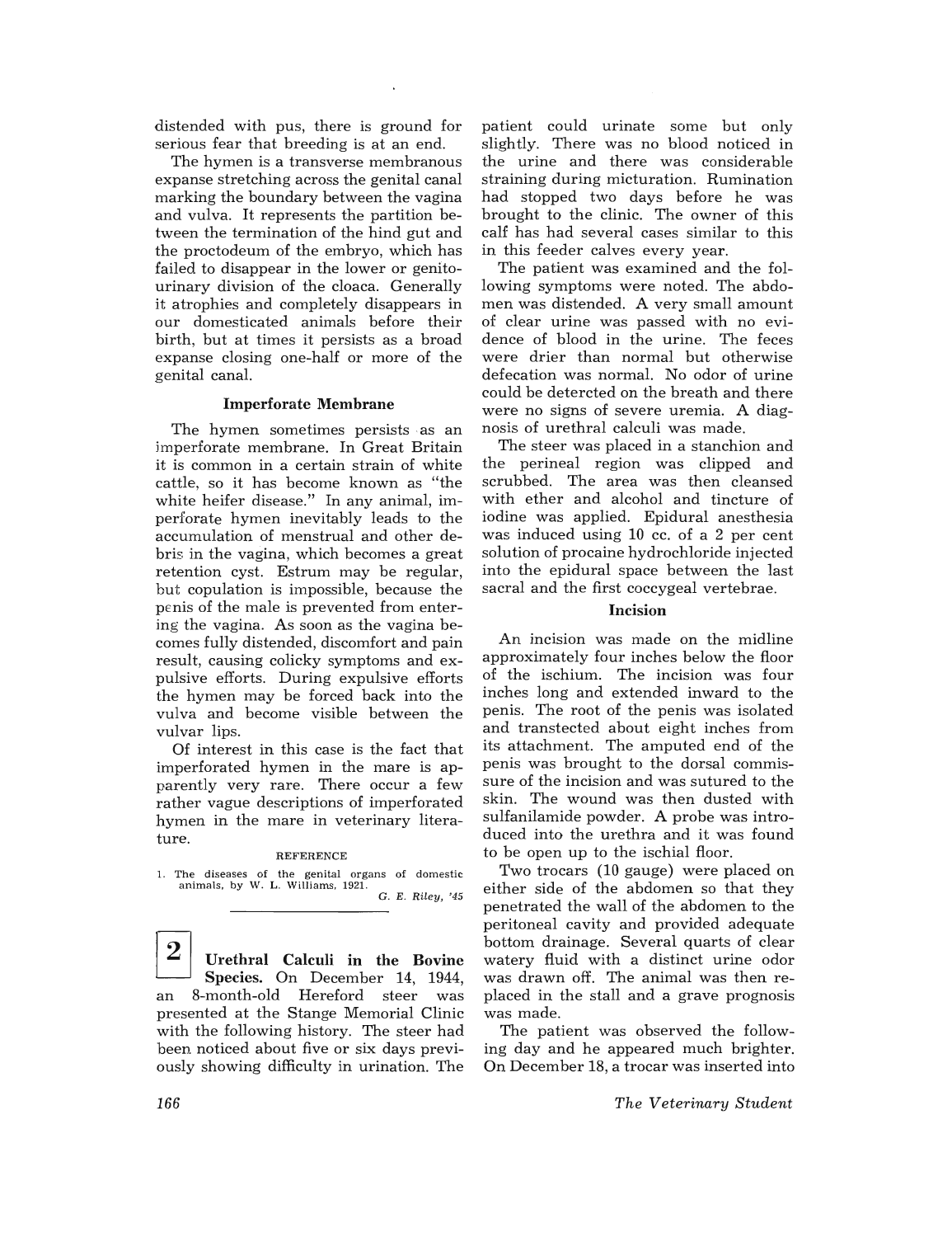distended with pus, there is ground for serious fear that breeding is at an end.

The hymen is a transverse membranous expanse stretching across the genital canal marking the boundary between the vagina and vulva. It represents the partition between the termination of the hind gut and the proctodeum of the embryo, which has failed to disappear in the lower or genitourinary division of the cloaca. Generally it atrophies and completely disappears in our domesticated animals before their birth, but at times it persists as a broad expanse closing one-half or more of the genital canal.

### Imperforate Membrane

The hymen sometimes persists as an imperforate membrane. In Great Britain it is common in a certain strain of white cattle, so it has become known as "the white heifer disease." In any animal, imperforate hymen inevitably leads to the accumulation of menstrual and other debris in the vagina, which becomes a great retention cyst. Estrum may be regular, but copulation is impossible, because the penis of the male is prevented from entering the vagina. As soon as the vagina becomes fully distended, discomfort and pain result, causing colicky symptoms and expulsive efforts. During expulsive efforts the hymen may be forced back into the vulva and become visible between the vulvar lips.

Of interest in this case is the fact that imperforated hymen in the mare is apparently very rare. There occur a few rather vague descriptions of imperforated hymen in the mare in veterinary literature.

REFERENCE

1. The diseases of the genital organs of domestic animals, by W. L. Williams, 1921.

*G. E. Riley, '45*

---

## 2 Urethral Calculi in the Bovine Species.

On December 14, 1944, an 8-month-old Hereford steer was presented at the Stange Memorial Clinic with the following history. The steer had been noticed about five or six days previously showing difficulty in urination. The patient could urinate some but only slightly. There was no blood noticed in the urine and there was considerable straining during micturation. Rumination had stopped two days before he was brought to the clinic. The owner of this calf has had several cases similar to this in this feeder calves every year.

The patient was examined and the following symptoms were noted. The abdomen was distended. A very small amount of clear urine was passed with no evidence of blood in the urine. The feces were drier than normal but otherwise defecation was normal. No odor of urine could be detercted on the breath and there were no signs of severe uremia. A diagnosis of urethral calculi was made.

The steer was placed in a stanchion and the perineal region was clipped and scrubbed. The area was then cleansed with ether and alcohol and tincture of iodine was applied. Epidural anesthesia was induced using 10 cc. of a 2 per cent solution of procaine hydrochloride injected into the epidural space between the last sacral and the first coccygeal vertebrae.

### Incision

An incision was made on the midline approximately four inches below the floor of the ischium. The incision was four inches long and extended inward to the penis. The root of the penis was isolated and transtected about eight inches from its attachment. The amputed end of the penis was brought to the dorsal commissure of the incision and was sutured to the skin. The wound was then dusted with sulfanilamide powder. A probe was introduced into the urethra and it was found to be open up to the ischial floor.

Two trocars (10 gauge) were placed on either side of the abdomen so that they penetrated the wall of the abdomen to the peritoneal cavity and provided adequate bottom drainage. Several quarts of clear watery fluid with a distinct urine odor was drawn off. The animal was then replaced in the stall and a grave prognosis was made.

The patient was observed the following day and he appeared much brighter. On December 18, a trocar was inserted into